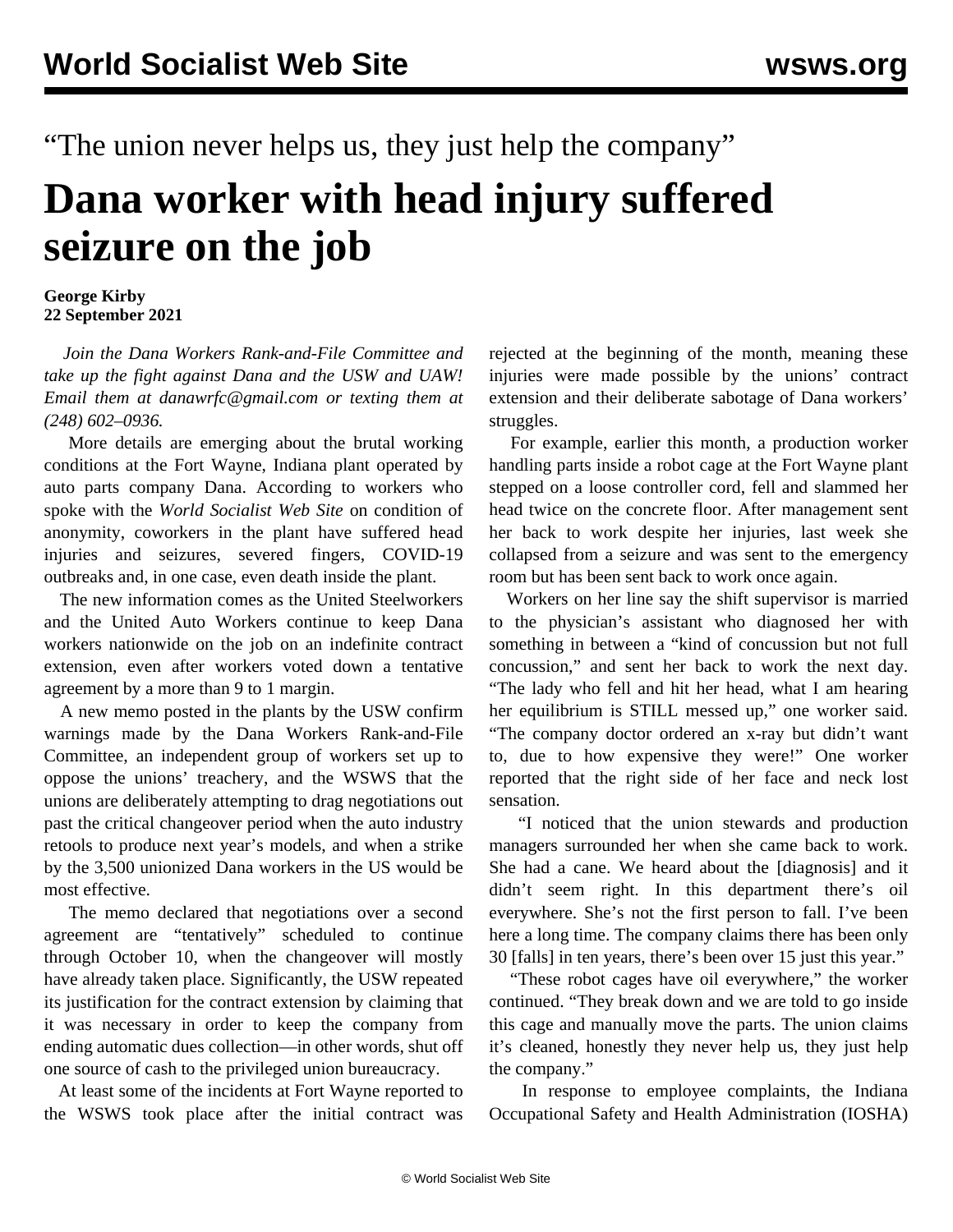“The union never helps us, they just help the company”

# Dana worker with head injury suffered seizure on the job

**George Kirby**
**22 September 2021**

*Join the Dana Workers Rank-and-File Committee and take up the fight against Dana and the USW and UAW! Email them at danawrfc@gmail.com or texting them at (248) 602–0936.*

More details are emerging about the brutal working conditions at the Fort Wayne, Indiana plant operated by auto parts company Dana. According to workers who spoke with the *World Socialist Web Site* on condition of anonymity, coworkers in the plant have suffered head injuries and seizures, severed fingers, COVID-19 outbreaks and, in one case, even death inside the plant.

The new information comes as the United Steelworkers and the United Auto Workers continue to keep Dana workers nationwide on the job on an indefinite contract extension, even after workers voted down a tentative agreement by a more than 9 to 1 margin.

A new memo posted in the plants by the USW confirm warnings made by the Dana Workers Rank-and-File Committee, an independent group of workers set up to oppose the unions’ treachery, and the WSWS that the unions are deliberately attempting to drag negotiations out past the critical changeover period when the auto industry retools to produce next year’s models, and when a strike by the 3,500 unionized Dana workers in the US would be most effective.

The memo declared that negotiations over a second agreement are “tentatively” scheduled to continue through October 10, when the changeover will mostly have already taken place. Significantly, the USW repeated its justification for the contract extension by claiming that it was necessary in order to keep the company from ending automatic dues collection—in other words, shut off one source of cash to the privileged union bureaucracy.

At least some of the incidents at Fort Wayne reported to the WSWS took place after the initial contract was rejected at the beginning of the month, meaning these injuries were made possible by the unions’ contract extension and their deliberate sabotage of Dana workers’ struggles.

For example, earlier this month, a production worker handling parts inside a robot cage at the Fort Wayne plant stepped on a loose controller cord, fell and slammed her head twice on the concrete floor. After management sent her back to work despite her injuries, last week she collapsed from a seizure and was sent to the emergency room but has been sent back to work once again.

Workers on her line say the shift supervisor is married to the physician’s assistant who diagnosed her with something in between a “kind of concussion but not full concussion,” and sent her back to work the next day. “The lady who fell and hit her head, what I am hearing her equilibrium is STILL messed up,” one worker said. “The company doctor ordered an x-ray but didn’t want to, due to how expensive they were!” One worker reported that the right side of her face and neck lost sensation.

“I noticed that the union stewards and production managers surrounded her when she came back to work. She had a cane. We heard about the [diagnosis] and it didn’t seem right. In this department there’s oil everywhere. She’s not the first person to fall. I’ve been here a long time. The company claims there has been only 30 [falls] in ten years, there’s been over 15 just this year.”

“These robot cages have oil everywhere,” the worker continued. “They break down and we are told to go inside this cage and manually move the parts. The union claims it’s cleaned, honestly they never help us, they just help the company.”

In response to employee complaints, the Indiana Occupational Safety and Health Administration (IOSHA)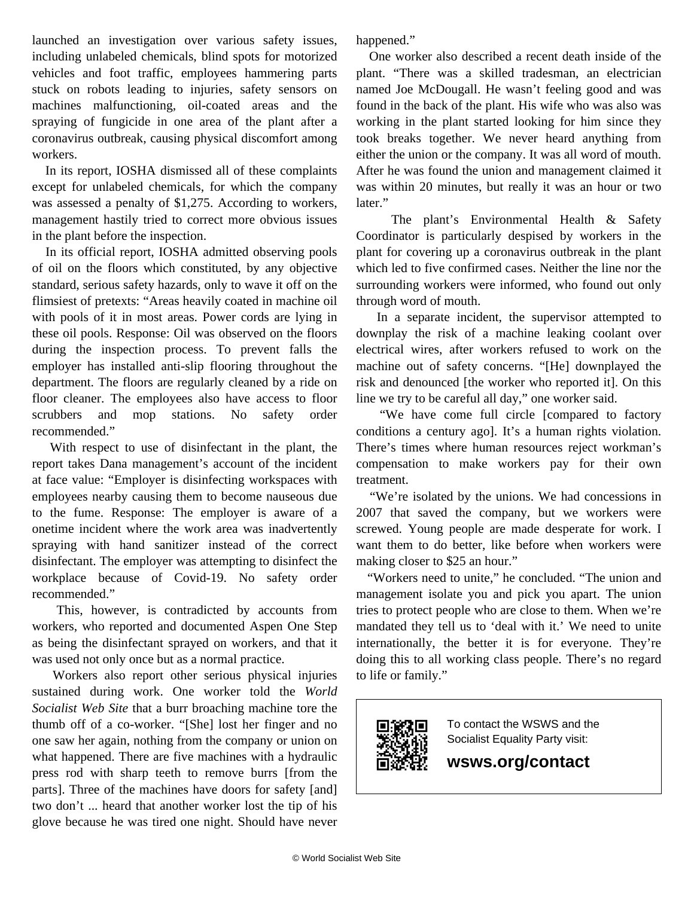launched an investigation over various safety issues, including unlabeled chemicals, blind spots for motorized vehicles and foot traffic, employees hammering parts stuck on robots leading to injuries, safety sensors on machines malfunctioning, oil-coated areas and the spraying of fungicide in one area of the plant after a coronavirus outbreak, causing physical discomfort among workers.

In its report, IOSHA dismissed all of these complaints except for unlabeled chemicals, for which the company was assessed a penalty of $1,275. According to workers, management hastily tried to correct more obvious issues in the plant before the inspection.

In its official report, IOSHA admitted observing pools of oil on the floors which constituted, by any objective standard, serious safety hazards, only to wave it off on the flimsiest of pretexts: "Areas heavily coated in machine oil with pools of it in most areas. Power cords are lying in these oil pools. Response: Oil was observed on the floors during the inspection process. To prevent falls the employer has installed anti-slip flooring throughout the department. The floors are regularly cleaned by a ride on floor cleaner. The employees also have access to floor scrubbers and mop stations. No safety order recommended."

With respect to use of disinfectant in the plant, the report takes Dana management's account of the incident at face value: "Employer is disinfecting workspaces with employees nearby causing them to become nauseous due to the fume. Response: The employer is aware of a onetime incident where the work area was inadvertently spraying with hand sanitizer instead of the correct disinfectant. The employer was attempting to disinfect the workplace because of Covid-19. No safety order recommended."

This, however, is contradicted by accounts from workers, who reported and documented Aspen One Step as being the disinfectant sprayed on workers, and that it was used not only once but as a normal practice.

Workers also report other serious physical injuries sustained during work. One worker told the *World Socialist Web Site* that a burr broaching machine tore the thumb off of a co-worker. "[She] lost her finger and no one saw her again, nothing from the company or union on what happened. There are five machines with a hydraulic press rod with sharp teeth to remove burrs [from the parts]. Three of the machines have doors for safety [and] two don't ... heard that another worker lost the tip of his glove because he was tired one night. Should have never happened."

One worker also described a recent death inside of the plant. "There was a skilled tradesman, an electrician named Joe McDougall. He wasn't feeling good and was found in the back of the plant. His wife who was also was working in the plant started looking for him since they took breaks together. We never heard anything from either the union or the company. It was all word of mouth. After he was found the union and management claimed it was within 20 minutes, but really it was an hour or two later."

The plant's Environmental Health & Safety Coordinator is particularly despised by workers in the plant for covering up a coronavirus outbreak in the plant which led to five confirmed cases. Neither the line nor the surrounding workers were informed, who found out only through word of mouth.

In a separate incident, the supervisor attempted to downplay the risk of a machine leaking coolant over electrical wires, after workers refused to work on the machine out of safety concerns. "[He] downplayed the risk and denounced [the worker who reported it]. On this line we try to be careful all day," one worker said.

"We have come full circle [compared to factory conditions a century ago]. It's a human rights violation. There's times where human resources reject workman's compensation to make workers pay for their own treatment.

"We're isolated by the unions. We had concessions in 2007 that saved the company, but we workers were screwed. Young people are made desperate for work. I want them to do better, like before when workers were making closer to $25 an hour."

"Workers need to unite," he concluded. "The union and management isolate you and pick you apart. The union tries to protect people who are close to them. When we're mandated they tell us to 'deal with it.' We need to unite internationally, the better it is for everyone. They're doing this to all working class people. There's no regard to life or family."

To contact the WSWS and the Socialist Equality Party visit:

**wsws.org/contact**